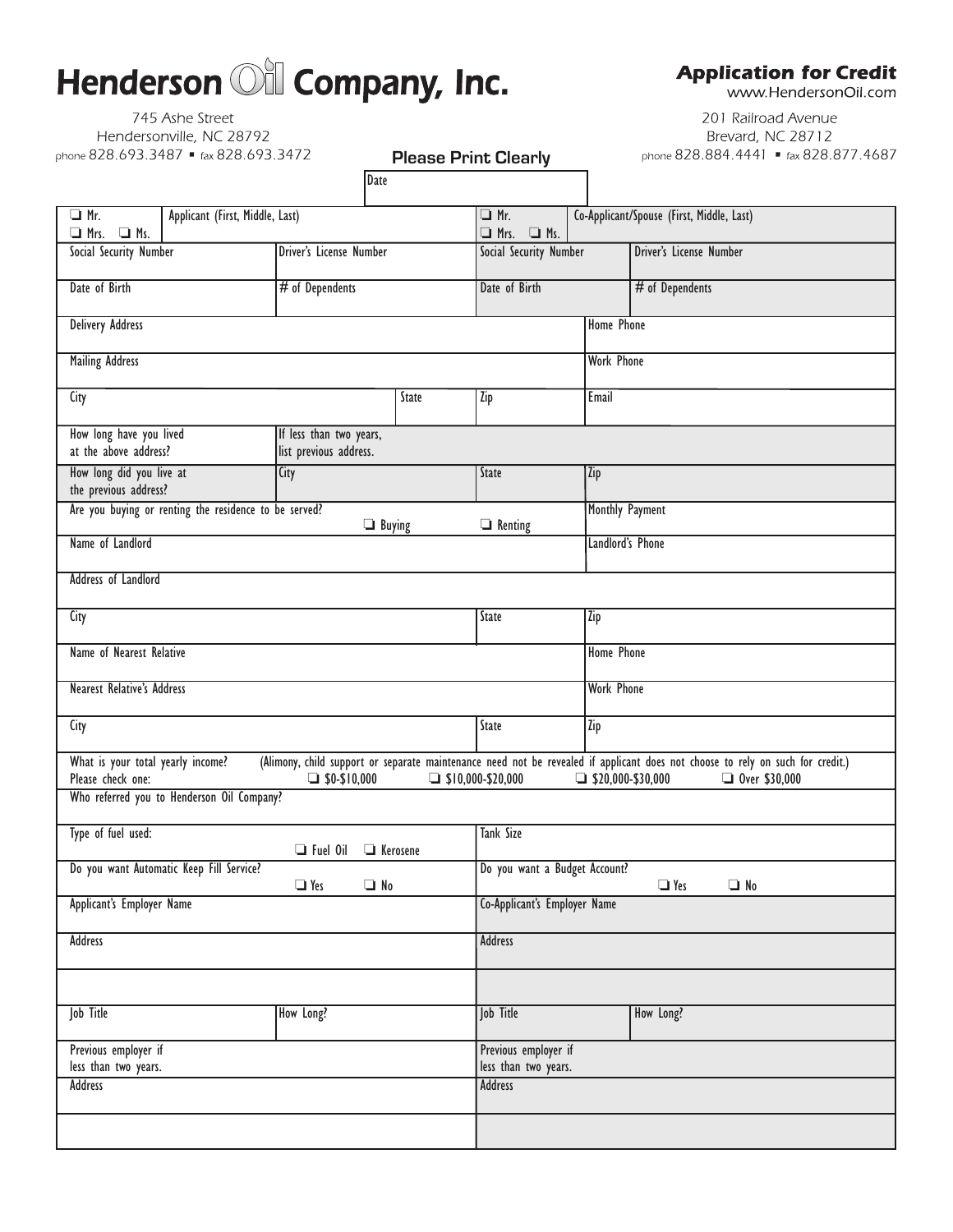# Henderson Oil Company, Inc.

745 Ashe Street
Hendersonville, NC 28792
phone 828.693.3487 ▪ fax 828.693.3472

## Application for Credit

www.HendersonOil.com

201 Railroad Avenue
Brevard, NC 28712
phone 828.884.4441 ▪ fax 828.877.4687

**Please Print Clearly**

Date

| ❑ Mr. ❑ Mrs. ❑ Ms. | Applicant (First, Middle, Last) | | | ❑ Mr. ❑ Mrs. ❑ Ms. | Co-Applicant/Spouse (First, Middle, Last) | |
|---|---|---|---|---|---|---|
| Social Security Number | | Driver's License Number | | Social Security Number | | Driver's License Number |
| Date of Birth | | # of Dependents | | Date of Birth | | # of Dependents |
| Delivery Address | | | | | Home Phone | |
| Mailing Address | | | | | Work Phone | |
| City | | | State | Zip | Email | |
| How long have you lived at the above address? | | If less than two years, list previous address. | | | | |
| How long did you live at the previous address? | | City | | State | Zip | |
| Are you buying or renting the residence to be served? | | | ❑ Buying | ❑ Renting | Monthly Payment | |
| Name of Landlord | | | | | Landlord's Phone | |
| Address of Landlord | | | | | | |
| City | | | | State | Zip | |
| Name of Nearest Relative | | | | | Home Phone | |
| Nearest Relative's Address | | | | | Work Phone | |
| City | | | | State | Zip | |
| What is your total yearly income? Please check one: (Alimony, child support or separate maintenance need not be revealed if applicant does not choose to rely on such for credit.) ❑ $0-$10,000 ❑ $10,000-$20,000 ❑ $20,000-$30,000 ❑ Over $30,000 | | | | | | |
| Who referred you to Henderson Oil Company? | | | | | | |
| Type of fuel used: ❑ Fuel Oil ❑ Kerosene | | | | Tank Size | | |
| Do you want Automatic Keep Fill Service? ❑ Yes ❑ No | | | | Do you want a Budget Account? ❑ Yes ❑ No | | |
| Applicant's Employer Name | | | | Co-Applicant's Employer Name | | |
| Address | | | | Address | | |
| | | | | | | |
| Job Title | | How Long? | | Job Title | | How Long? |
| Previous employer if less than two years. | | | | Previous employer if less than two years. | | |
| Address | | | | Address | | |
| | | | | | | |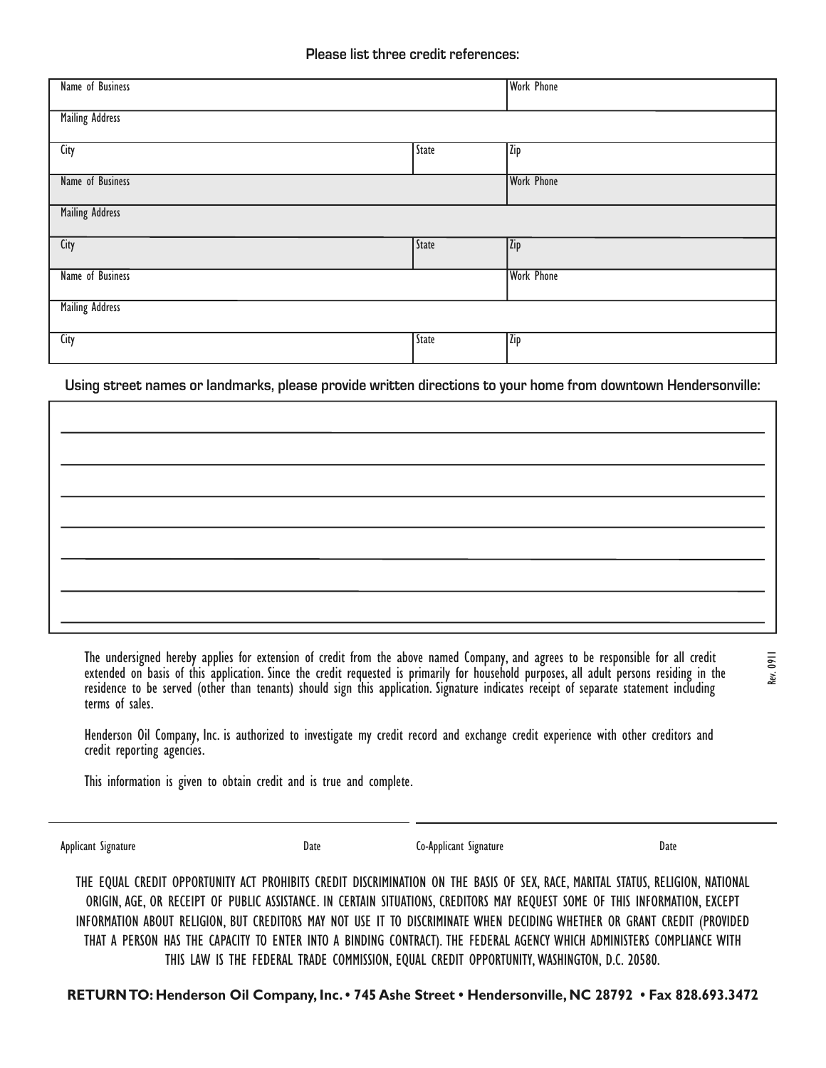### Please list three credit references:

| Name of Business | | Work Phone |
|---|---|---|
| Mailing Address | | |
| City | State | Zip |
| Name of Business | | Work Phone |
| Mailing Address | | |
| City | State | Zip |
| Name of Business | | Work Phone |
| Mailing Address | | |
| City | State | Zip |

### Using street names or landmarks, please provide written directions to your home from downtown Hendersonville:

_______________________________________________

_______________________________________________

_______________________________________________

_______________________________________________

_______________________________________________

_______________________________________________

_______________________________________________

The undersigned hereby applies for extension of credit from the above named Company, and agrees to be responsible for all credit extended on basis of this application. Since the credit requested is primarily for household purposes, all adult persons residing in the residence to be served (other than tenants) should sign this application. Signature indicates receipt of separate statement including terms of sales.

Henderson Oil Company, Inc. is authorized to investigate my credit record and exchange credit experience with other creditors and credit reporting agencies.

This information is given to obtain credit and is true and complete.

Rev. 0911

_______________________________ _______________________________

Applicant Signature Date Co-Applicant Signature Date

THE EQUAL CREDIT OPPORTUNITY ACT PROHIBITS CREDIT DISCRIMINATION ON THE BASIS OF SEX, RACE, MARITAL STATUS, RELIGION, NATIONAL ORIGIN, AGE, OR RECEIPT OF PUBLIC ASSISTANCE. IN CERTAIN SITUATIONS, CREDITORS MAY REQUEST SOME OF THIS INFORMATION, EXCEPT INFORMATION ABOUT RELIGION, BUT CREDITORS MAY NOT USE IT TO DISCRIMINATE WHEN DECIDING WHETHER OR GRANT CREDIT (PROVIDED THAT A PERSON HAS THE CAPACITY TO ENTER INTO A BINDING CONTRACT). THE FEDERAL AGENCY WHICH ADMINISTERS COMPLIANCE WITH THIS LAW IS THE FEDERAL TRADE COMMISSION, EQUAL CREDIT OPPORTUNITY, WASHINGTON, D.C. 20580.

**RETURN TO: Henderson Oil Company, Inc. • 745 Ashe Street • Hendersonville, NC 28792 • Fax 828.693.3472**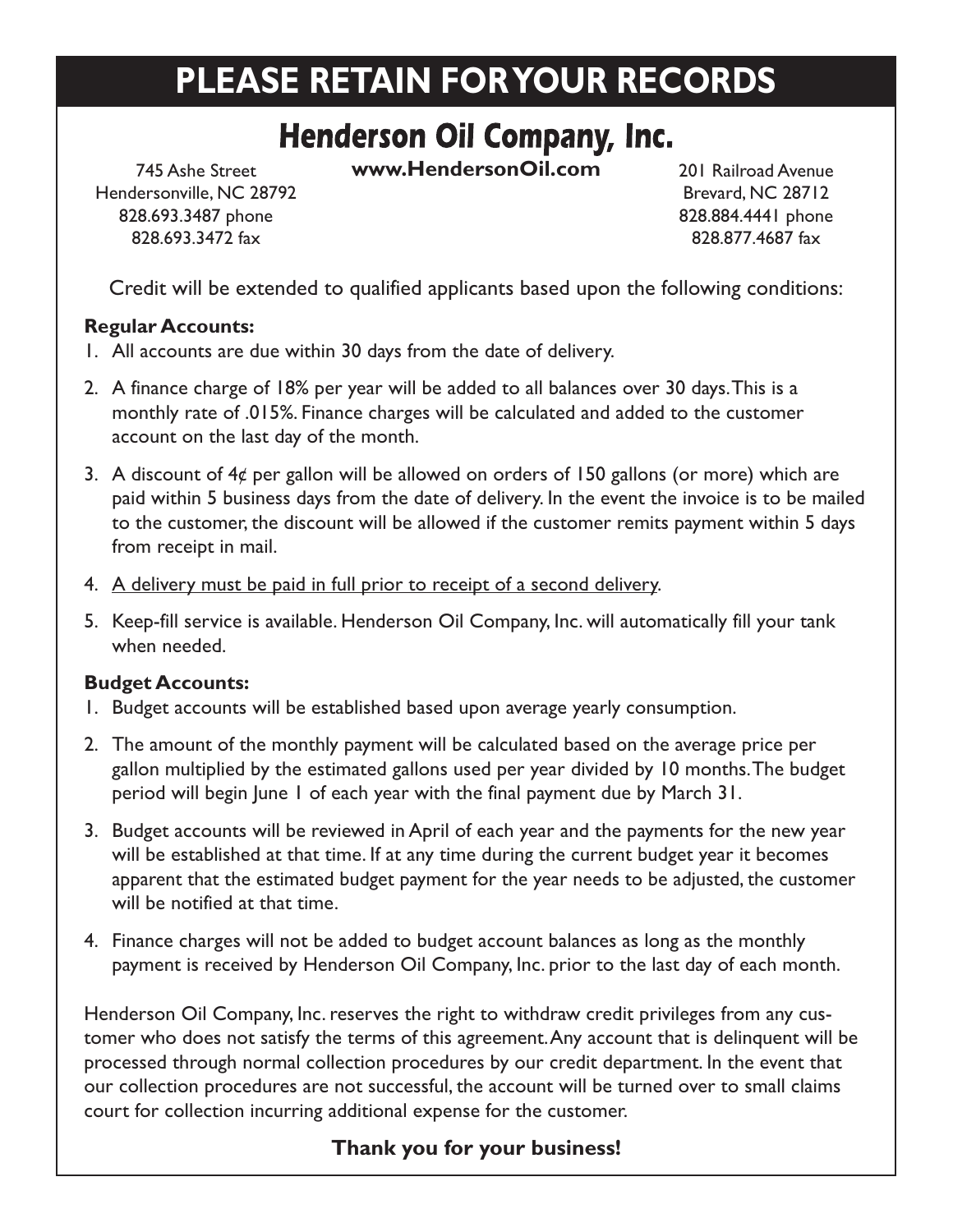# PLEASE RETAIN FOR YOUR RECORDS

## Henderson Oil Company, Inc.

**www.HendersonOil.com**

745 Ashe Street
Hendersonville, NC 28792
828.693.3487 phone
828.693.3472 fax

201 Railroad Avenue
Brevard, NC 28712
828.884.4441 phone
828.877.4687 fax

Credit will be extended to qualified applicants based upon the following conditions:

**Regular Accounts:**

1. All accounts are due within 30 days from the date of delivery.
2. A finance charge of 18% per year will be added to all balances over 30 days. This is a monthly rate of .015%. Finance charges will be calculated and added to the customer account on the last day of the month.
3. A discount of 4¢ per gallon will be allowed on orders of 150 gallons (or more) which are paid within 5 business days from the date of delivery. In the event the invoice is to be mailed to the customer, the discount will be allowed if the customer remits payment within 5 days from receipt in mail.
4. <u>A delivery must be paid in full prior to receipt of a second delivery</u>.
5. Keep-fill service is available. Henderson Oil Company, Inc. will automatically fill your tank when needed.

**Budget Accounts:**

1. Budget accounts will be established based upon average yearly consumption.
2. The amount of the monthly payment will be calculated based on the average price per gallon multiplied by the estimated gallons used per year divided by 10 months. The budget period will begin June 1 of each year with the final payment due by March 31.
3. Budget accounts will be reviewed in April of each year and the payments for the new year will be established at that time. If at any time during the current budget year it becomes apparent that the estimated budget payment for the year needs to be adjusted, the customer will be notified at that time.
4. Finance charges will not be added to budget account balances as long as the monthly payment is received by Henderson Oil Company, Inc. prior to the last day of each month.

Henderson Oil Company, Inc. reserves the right to withdraw credit privileges from any customer who does not satisfy the terms of this agreement. Any account that is delinquent will be processed through normal collection procedures by our credit department. In the event that our collection procedures are not successful, the account will be turned over to small claims court for collection incurring additional expense for the customer.

**Thank you for your business!**